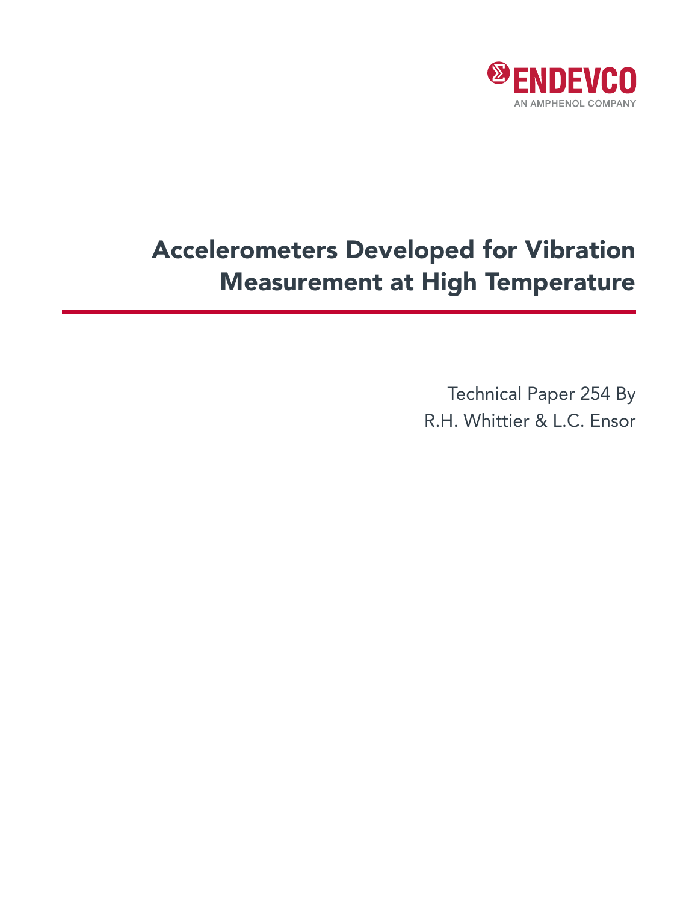ENDEVCO

AN AMPHENOL COMPANY

# Accelerometers Developed for Vibration Measurement at High Temperature

Technical Paper 254 By
R.H. Whittier & L.C. Ensor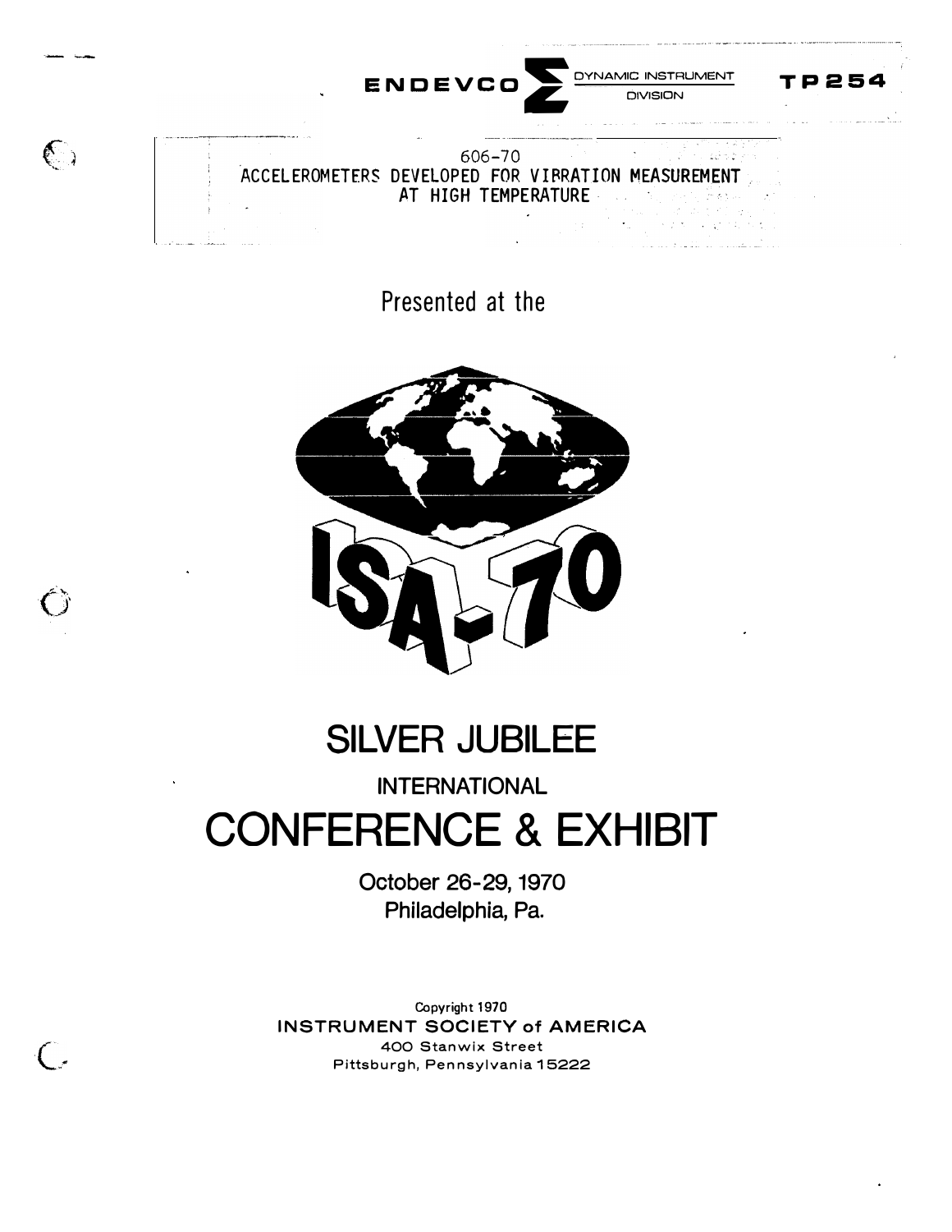ENDEVCO DYNAMIC INSTRUMENT DIVISION

TP254

606-70
ACCELEROMETERS DEVELOPED FOR VIBRATION MEASUREMENT AT HIGH TEMPERATURE

Presented at the

ISA-70

# SILVER JUBILEE

## INTERNATIONAL

# CONFERENCE & EXHIBIT

October 26-29, 1970
Philadelphia, Pa.

Copyright 1970
INSTRUMENT SOCIETY of AMERICA
400 Stanwix Street
Pittsburgh, Pennsylvania 15222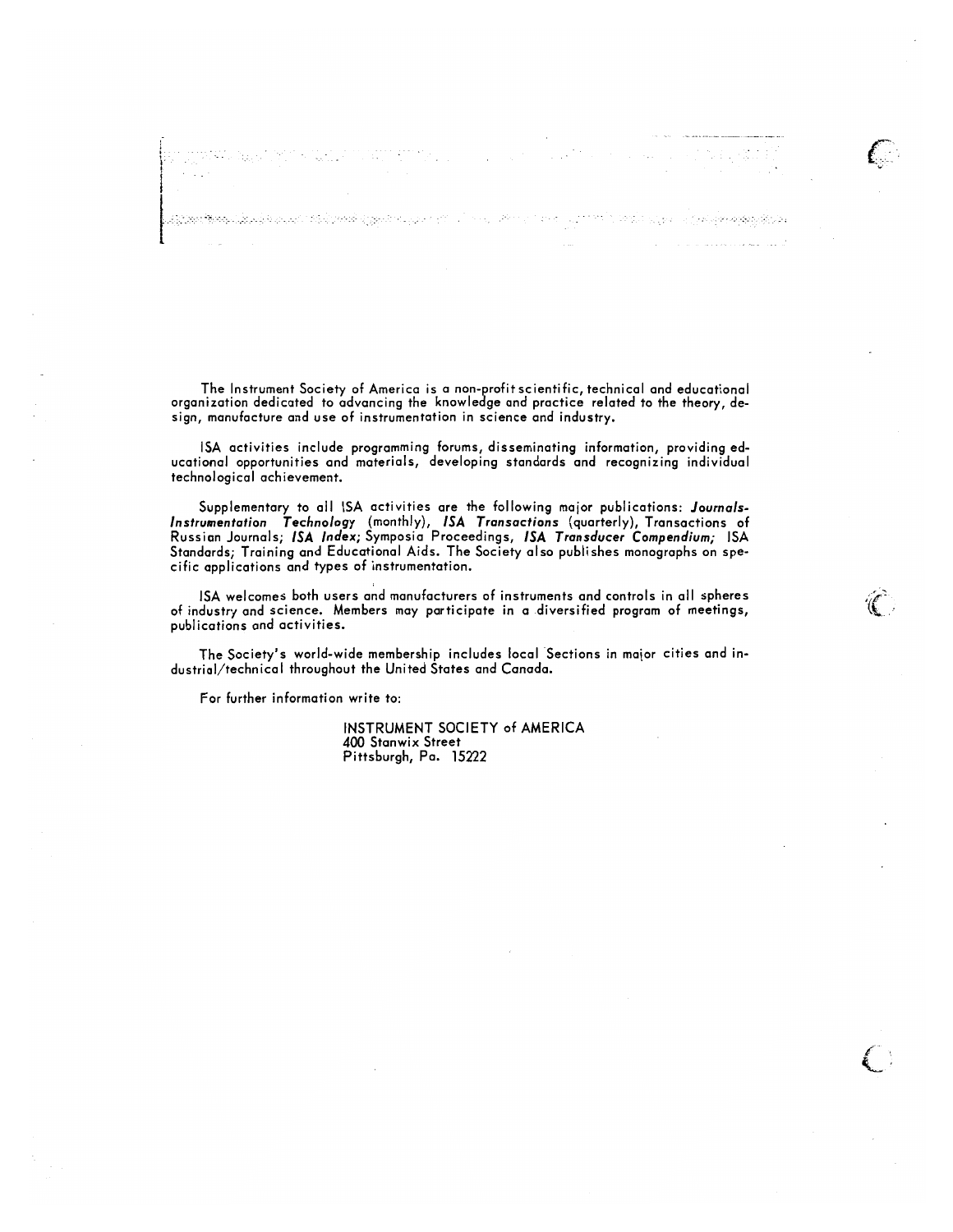The Instrument Society of America is a non-profit scientific, technical and educational organization dedicated to advancing the knowledge and practice related to the theory, design, manufacture and use of instrumentation in science and industry.

ISA activities include programming forums, disseminating information, providing educational opportunities and materials, developing standards and recognizing individual technological achievement.

Supplementary to all ISA activities are the following major publications: ***Journals-Instrumentation Technology*** (monthly), ***ISA Transactions*** (quarterly), Transactions of Russian Journals; ***ISA Index***; Symposia Proceedings, ***ISA Transducer Compendium***; ISA Standards; Training and Educational Aids. The Society also publishes monographs on specific applications and types of instrumentation.

ISA welcomes both users and manufacturers of instruments and controls in all spheres of industry and science. Members may participate in a diversified program of meetings, publications and activities.

The Society's world-wide membership includes local Sections in major cities and industrial/technical throughout the United States and Canada.

For further information write to:

INSTRUMENT SOCIETY of AMERICA
400 Stanwix Street
Pittsburgh, Pa. 15222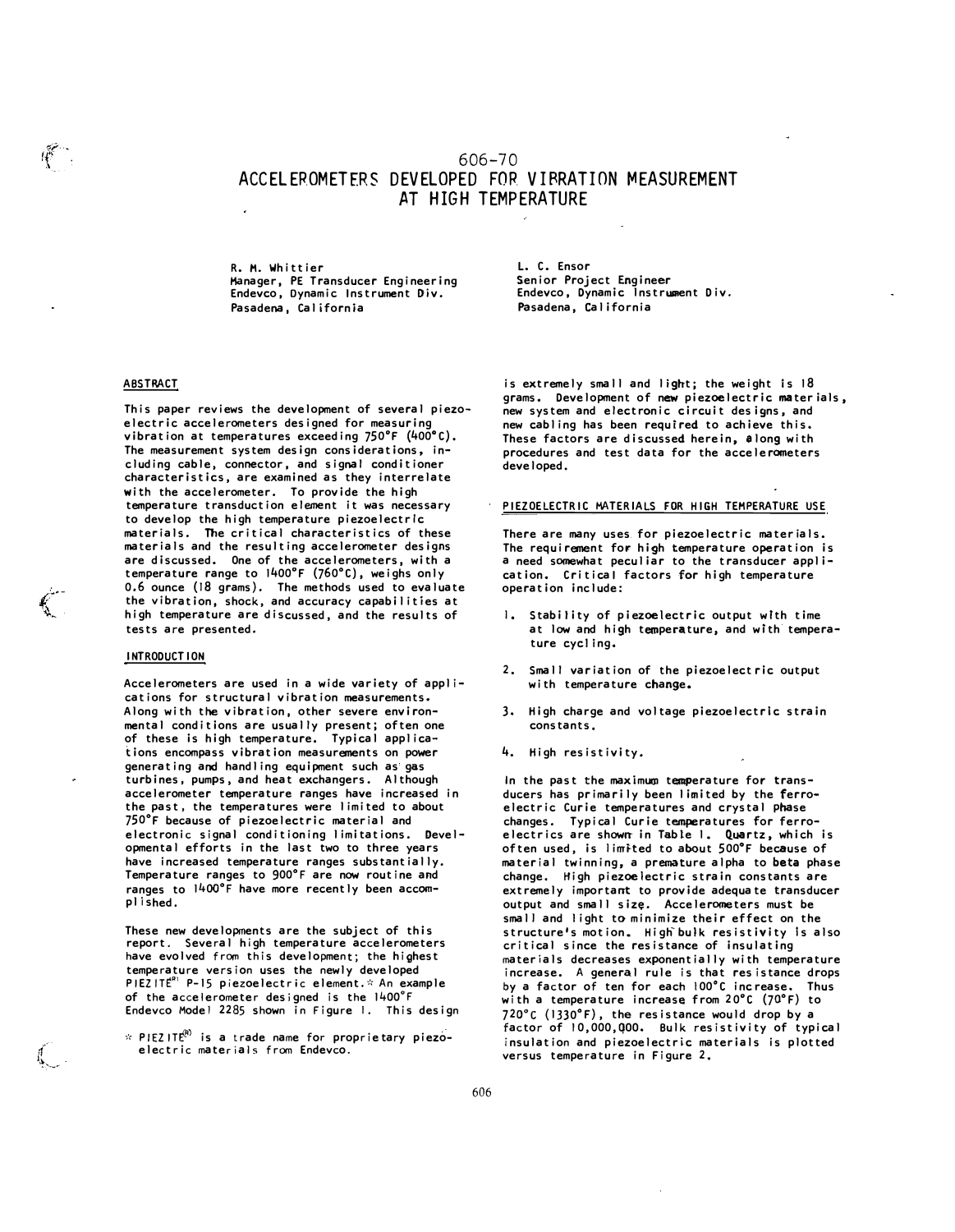# 606-70
# ACCELEROMETERS DEVELOPED FOR VIBRATION MEASUREMENT AT HIGH TEMPERATURE

R. M. Whittier
Manager, PE Transducer Engineering
Endevco, Dynamic Instrument Div.
Pasadena, California

L. C. Ensor
Senior Project Engineer
Endevco, Dynamic Instrument Div.
Pasadena, California

## ABSTRACT

This paper reviews the development of several piezoelectric accelerometers designed for measuring vibration at temperatures exceeding 750°F (400°C). The measurement system design considerations, including cable, connector, and signal conditioner characteristics, are examined as they interrelate with the accelerometer. To provide the high temperature transduction element it was necessary to develop the high temperature piezoelectric materials. The critical characteristics of these materials and the resulting accelerometer designs are discussed. One of the accelerometers, with a temperature range to 1400°F (760°C), weighs only 0.6 ounce (18 grams). The methods used to evaluate the vibration, shock, and accuracy capabilities at high temperature are discussed, and the results of tests are presented.

## INTRODUCTION

Accelerometers are used in a wide variety of applications for structural vibration measurements. Along with the vibration, other severe environmental conditions are usually present; often one of these is high temperature. Typical applications encompass vibration measurements on power generating and handling equipment such as gas turbines, pumps, and heat exchangers. Although accelerometer temperature ranges have increased in the past, the temperatures were limited to about 750°F because of piezoelectric material and electronic signal conditioning limitations. Developmental efforts in the last two to three years have increased temperature ranges substantially. Temperature ranges to 900°F are now routine and ranges to 1400°F have more recently been accomplished.

These new developments are the subject of this report. Several high temperature accelerometers have evolved from this development; the highest temperature version uses the newly developed PIEZITE® P-15 piezoelectric element.* An example of the accelerometer designed is the 1400°F Endevco Model 2285 shown in Figure 1. This design is extremely small and light; the weight is 18 grams. Development of new piezoelectric materials, new system and electronic circuit designs, and new cabling has been required to achieve this. These factors are discussed herein, along with procedures and test data for the accelerometers developed.

\* PIEZITE® is a trade name for proprietary piezoelectric materials from Endevco.

## PIEZOELECTRIC MATERIALS FOR HIGH TEMPERATURE USE

There are many uses for piezoelectric materials. The requirement for high temperature operation is a need somewhat peculiar to the transducer application. Critical factors for high temperature operation include:

1. Stability of piezoelectric output with time at low and high temperature, and with temperature cycling.
2. Small variation of the piezoelectric output with temperature change.
3. High charge and voltage piezoelectric strain constants.
4. High resistivity.

In the past the maximum temperature for transducers has primarily been limited by the ferroelectric Curie temperatures and crystal phase changes. Typical Curie temperatures for ferroelectrics are shown in Table 1. Quartz, which is often used, is limited to about 500°F because of material twinning, a premature alpha to beta phase change. High piezoelectric strain constants are extremely important to provide adequate transducer output and small size. Accelerometers must be small and light to minimize their effect on the structure's motion. High bulk resistivity is also critical since the resistance of insulating materials decreases exponentially with temperature increase. A general rule is that resistance drops by a factor of ten for each 100°C increase. Thus with a temperature increase from 20°C (70°F) to 720°C (1330°F), the resistance would drop by a factor of 10,000,000. Bulk resistivity of typical insulation and piezoelectric materials is plotted versus temperature in Figure 2.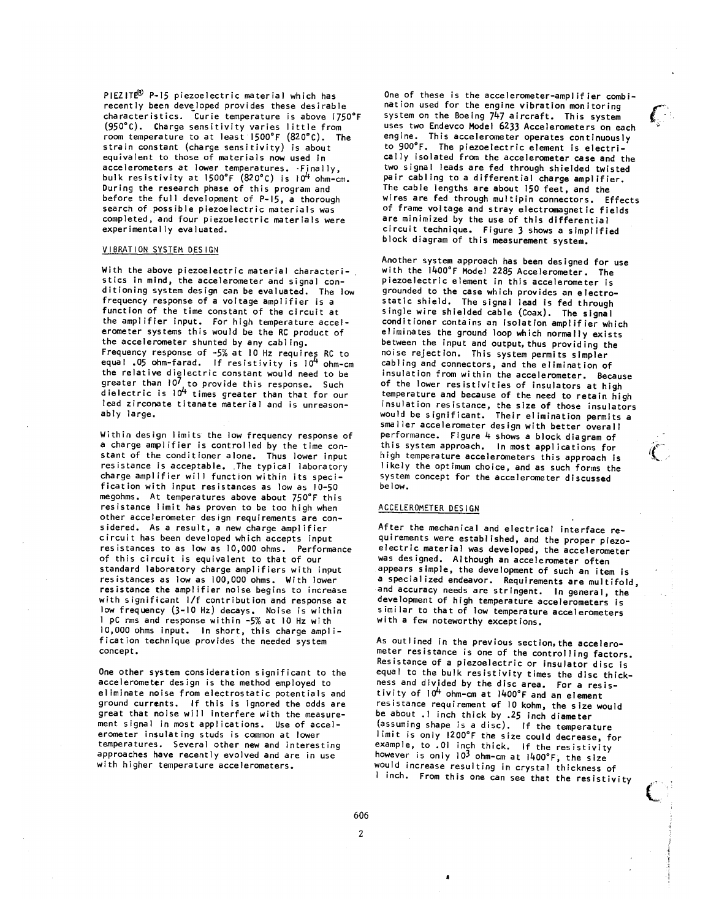PIEZITE® P-15 piezoelectric material which has recently been developed provides these desirable characteristics. Curie temperature is above 1750°F (950°C). Charge sensitivity varies little from room temperature to at least 1500°F (820°C). The strain constant (charge sensitivity) is about equivalent to those of materials now used in accelerometers at lower temperatures. Finally, bulk resistivity at 1500°F (820°C) is $10^4$ ohm-cm. During the research phase of this program and before the full development of P-15, a thorough search of possible piezoelectric materials was completed, and four piezoelectric materials were experimentally evaluated.

## VIBRATION SYSTEM DESIGN

With the above piezoelectric material characteristics in mind, the accelerometer and signal conditioning system design can be evaluated. The low frequency response of a voltage amplifier is a function of the time constant of the circuit at the amplifier input. For high temperature accelerometer systems this would be the RC product of the accelerometer shunted by any cabling. Frequency response of -5% at 10 Hz requires RC to equal .05 ohm-farad. If resistivity is $10^4$ ohm-cm the relative dielectric constant would need to be greater than $10^7$ to provide this response. Such dielectric is $10^4$ times greater than that for our lead zirconate titanate material and is unreasonably large.

Within design limits the low frequency response of a charge amplifier is controlled by the time constant of the conditioner alone. Thus lower input resistance is acceptable. The typical laboratory charge amplifier will function within its specification with input resistances as low as 10-50 megohms. At temperatures above about 750°F this resistance limit has proven to be too high when other accelerometer design requirements are considered. As a result, a new charge amplifier circuit has been developed which accepts input resistances to as low as 10,000 ohms. Performance of this circuit is equivalent to that of our standard laboratory charge amplifiers with input resistances as low as 100,000 ohms. With lower resistance the amplifier noise begins to increase with significant 1/f contribution and response at low frequency (3-10 Hz) decays. Noise is within 1 pC rms and response within -5% at 10 Hz with 10,000 ohms input. In short, this charge amplification technique provides the needed system concept.

One other system consideration significant to the accelerometer design is the method employed to eliminate noise from electrostatic potentials and ground currents. If this is ignored the odds are great that noise will interfere with the measurement signal in most applications. Use of accelerometer insulating studs is common at lower temperatures. Several other new and interesting approaches have recently evolved and are in use with higher temperature accelerometers.

One of these is the accelerometer-amplifier combination used for the engine vibration monitoring system on the Boeing 747 aircraft. This system uses two Endevco Model 6233 Accelerometers on each engine. This accelerometer operates continuously to 900°F. The piezoelectric element is electrically isolated from the accelerometer case and the two signal leads are fed through shielded twisted pair cabling to a differential charge amplifier. The cable lengths are about 150 feet, and the wires are fed through multipin connectors. Effects of frame voltage and stray electromagnetic fields are minimized by the use of this differential circuit technique. Figure 3 shows a simplified block diagram of this measurement system.

Another system approach has been designed for use with the 1400°F Model 2285 Accelerometer. The piezoelectric element in this accelerometer is grounded to the case which provides an electrostatic shield. The signal lead is fed through single wire shielded cable (Coax). The signal conditioner contains an isolation amplifier which eliminates the ground loop which normally exists between the input and output, thus providing the noise rejection. This system permits simpler cabling and connectors, and the elimination of insulation from within the accelerometer. Because of the lower resistivities of insulators at high temperature and because of the need to retain high insulation resistance, the size of those insulators would be significant. Their elimination permits a smaller accelerometer design with better overall performance. Figure 4 shows a block diagram of this system approach. In most applications for high temperature accelerometers this approach is likely the optimum choice, and as such forms the system concept for the accelerometer discussed below.

## ACCELEROMETER DESIGN

After the mechanical and electrical interface requirements were established, and the proper piezoelectric material was developed, the accelerometer was designed. Although an accelerometer often appears simple, the development of such an item is a specialized endeavor. Requirements are multifold, and accuracy needs are stringent. In general, the development of high temperature accelerometers is similar to that of low temperature accelerometers with a few noteworthy exceptions.

As outlined in the previous section, the accelerometer resistance is one of the controlling factors. Resistance of a piezoelectric or insulator disc is equal to the bulk resistivity times the disc thickness and divided by the disc area. For a resistivity of $10^4$ ohm-cm at 1400°F and an element resistance requirement of 10 kohm, the size would be about .1 inch thick by .25 inch diameter (assuming shape is a disc). If the temperature limit is only 1200°F the size could decrease, for example, to .01 inch thick. If the resistivity however is only $10^3$ ohm-cm at 1400°F, the size would increase resulting in crystal thickness of 1 inch. From this one can see that the resistivity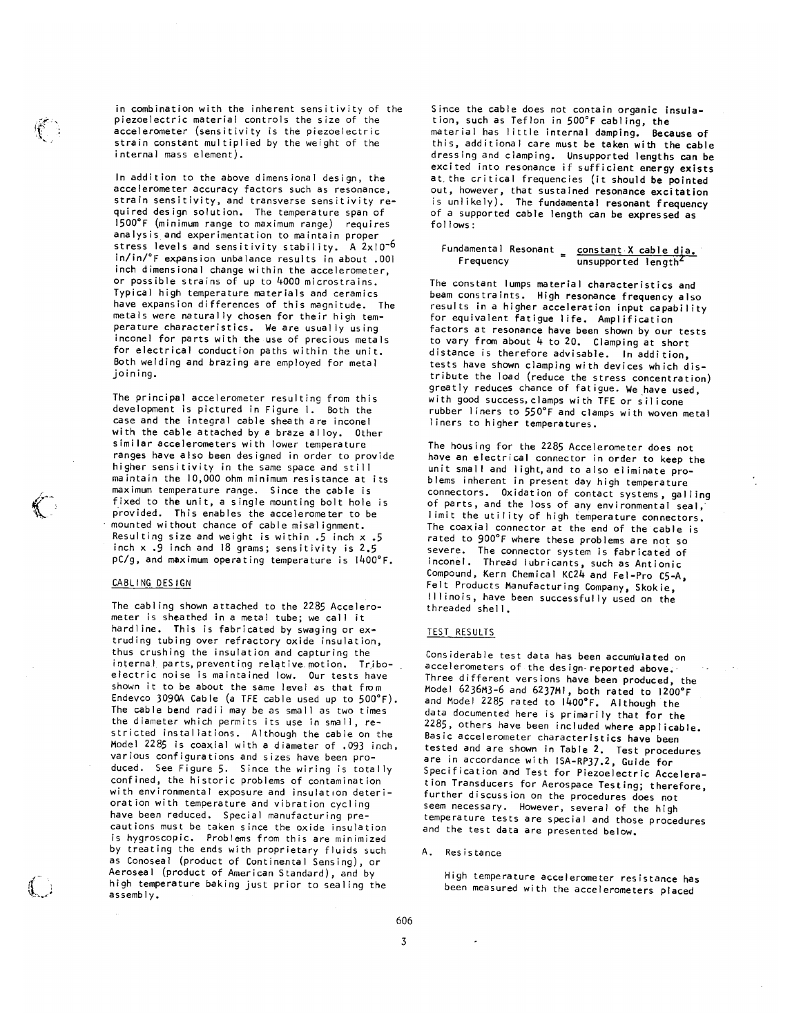in combination with the inherent sensitivity of the piezoelectric material controls the size of the accelerometer (sensitivity is the piezoelectric strain constant multiplied by the weight of the internal mass element).

In addition to the above dimensional design, the accelerometer accuracy factors such as resonance, strain sensitivity, and transverse sensitivity required design solution. The temperature span of 1500°F (minimum range to maximum range) requires analysis and experimentation to maintain proper stress levels and sensitivity stability. A $2 \times 10^{-6}$ in/in/°F expansion unbalance results in about .001 inch dimensional change within the accelerometer, or possible strains of up to 4000 microstrains. Typical high temperature materials and ceramics have expansion differences of this magnitude. The metals were naturally chosen for their high temperature characteristics. We are usually using inconel for parts with the use of precious metals for electrical conduction paths within the unit. Both welding and brazing are employed for metal joining.

The principal accelerometer resulting from this development is pictured in Figure 1. Both the case and the integral cable sheath are inconel with the cable attached by a braze alloy. Other similar accelerometers with lower temperature ranges have also been designed in order to provide higher sensitivity in the same space and still maintain the 10,000 ohm minimum resistance at its maximum temperature range. Since the cable is fixed to the unit, a single mounting bolt hole is provided. This enables the accelerometer to be mounted without chance of cable misalignment. Resulting size and weight is within .5 inch x .5 inch x .9 inch and 18 grams; sensitivity is 2.5 pC/g, and maximum operating temperature is 1400°F.

## CABLING DESIGN

The cabling shown attached to the 2285 Accelerometer is sheathed in a metal tube; we call it hardline. This is fabricated by swaging or extruding tubing over refractory oxide insulation, thus crushing the insulation and capturing the internal parts, preventing relative motion. Triboelectric noise is maintained low. Our tests have shown it to be about the same level as that from Endevco 3090A Cable (a TFE cable used up to 500°F). The cable bend radii may be as small as two times the diameter which permits its use in small, restricted installations. Although the cable on the Model 2285 is coaxial with a diameter of .093 inch, various configurations and sizes have been produced. See Figure 5. Since the wiring is totally confined, the historic problems of contamination with environmental exposure and insulation deterioration with temperature and vibration cycling have been reduced. Special manufacturing precautions must be taken since the oxide insulation is hygroscopic. Problems from this are minimized by treating the ends with proprietary fluids such as Conoseal (product of Continental Sensing), or Aeroseal (product of American Standard), and by high temperature baking just prior to sealing the assembly.

Since the cable does not contain organic insulation, such as Teflon in 500°F cabling, the material has little internal damping. Because of this, additional care must be taken with the cable dressing and clamping. Unsupported lengths can be excited into resonance if sufficient energy exists at the critical frequencies (it should be pointed out, however, that sustained resonance excitation is unlikely). The fundamental resonant frequency of a supported cable length can be expressed as follows:

$$\text{Fundamental Resonant Frequency} = \frac{\text{constant X cable dia.}}{\text{unsupported length}^2}$$

The constant lumps material characteristics and beam constraints. High resonance frequency also results in a higher acceleration input capability for equivalent fatigue life. Amplification factors at resonance have been shown by our tests to vary from about 4 to 20. Clamping at short distance is therefore advisable. In addition, tests have shown clamping with devices which distribute the load (reduce the stress concentration) greatly reduces chance of fatigue. We have used, with good success, clamps with TFE or silicone rubber liners to 550°F and clamps with woven metal liners to higher temperatures.

The housing for the 2285 Accelerometer does not have an electrical connector in order to keep the unit small and light, and to also eliminate problems inherent in present day high temperature connectors. Oxidation of contact systems, galling of parts, and the loss of any environmental seal, limit the utility of high temperature connectors. The coaxial connector at the end of the cable is rated to 900°F where these problems are not so severe. The connector system is fabricated of inconel. Thread lubricants, such as Antionic Compound, Kern Chemical KC24 and Fel-Pro C5-A, Felt Products Manufacturing Company, Skokie, Illinois, have been successfully used on the threaded shell.

## TEST RESULTS

Considerable test data has been accumulated on accelerometers of the design reported above. Three different versions have been produced, the Model 6236M3-6 and 6237M1, both rated to 1200°F and Model 2285 rated to 1400°F. Although the data documented here is primarily that for the 2285, others have been included where applicable. Basic accelerometer characteristics have been tested and are shown in Table 2. Test procedures are in accordance with ISA-RP37.2, Guide for Specification and Test for Piezoelectric Acceleration Transducers for Aerospace Testing; therefore, further discussion on the procedures does not seem necessary. However, several of the high temperature tests are special and those procedures and the test data are presented below.

A. Resistance

High temperature accelerometer resistance has been measured with the accelerometers placed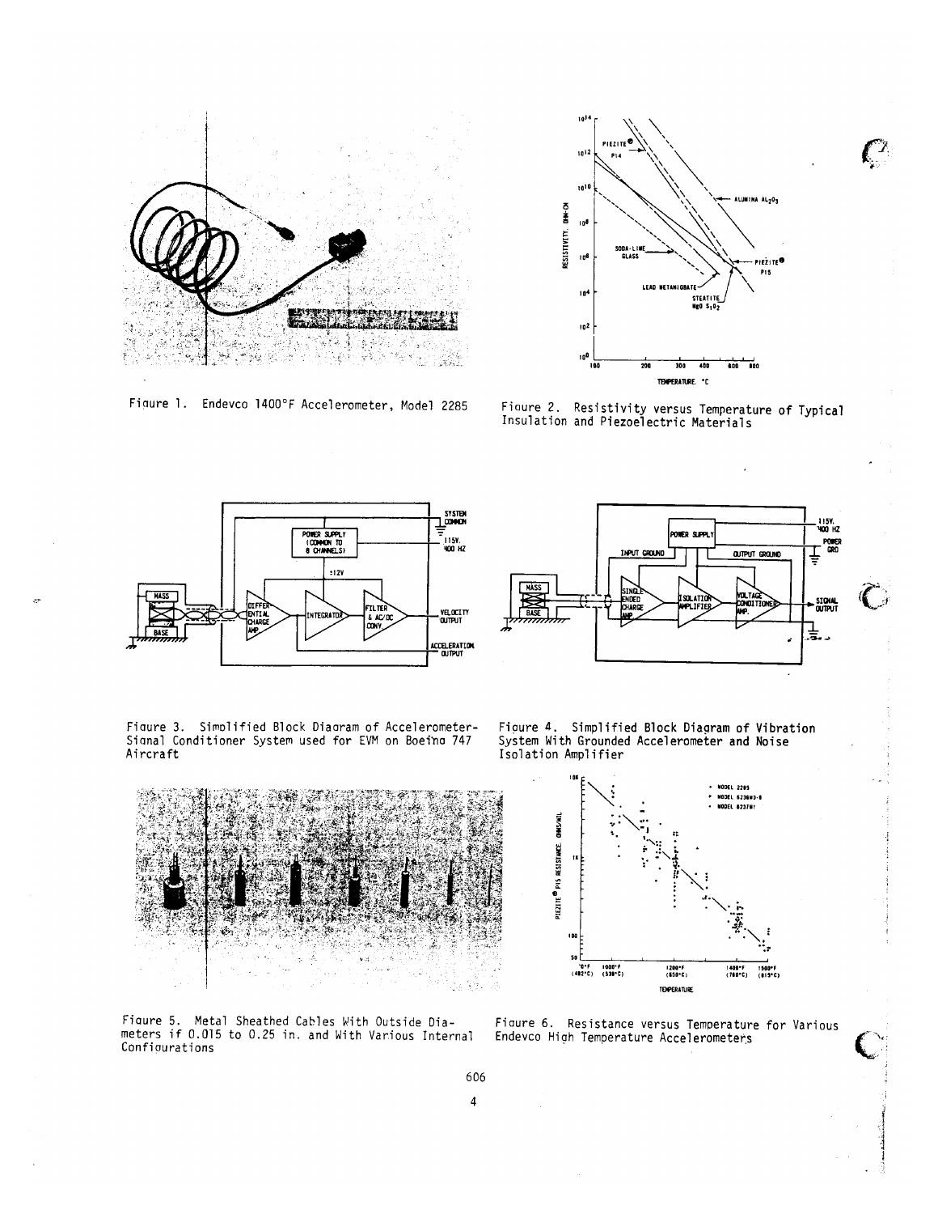Figure 1. Endevco 1400°F Accelerometer, Model 2285

Figure 2. Resistivity versus Temperature of Typical Insulation and Piezoelectric Materials

Figure 3. Simplified Block Diagram of Accelerometer-Signal Conditioner System used for EVM on Boeing 747 Aircraft

Figure 4. Simplified Block Diagram of Vibration System With Grounded Accelerometer and Noise Isolation Amplifier

Figure 5. Metal Sheathed Cables With Outside Diameters if 0.015 to 0.25 in. and With Various Internal Configurations

Figure 6. Resistance versus Temperature for Various Endevco High Temperature Accelerometers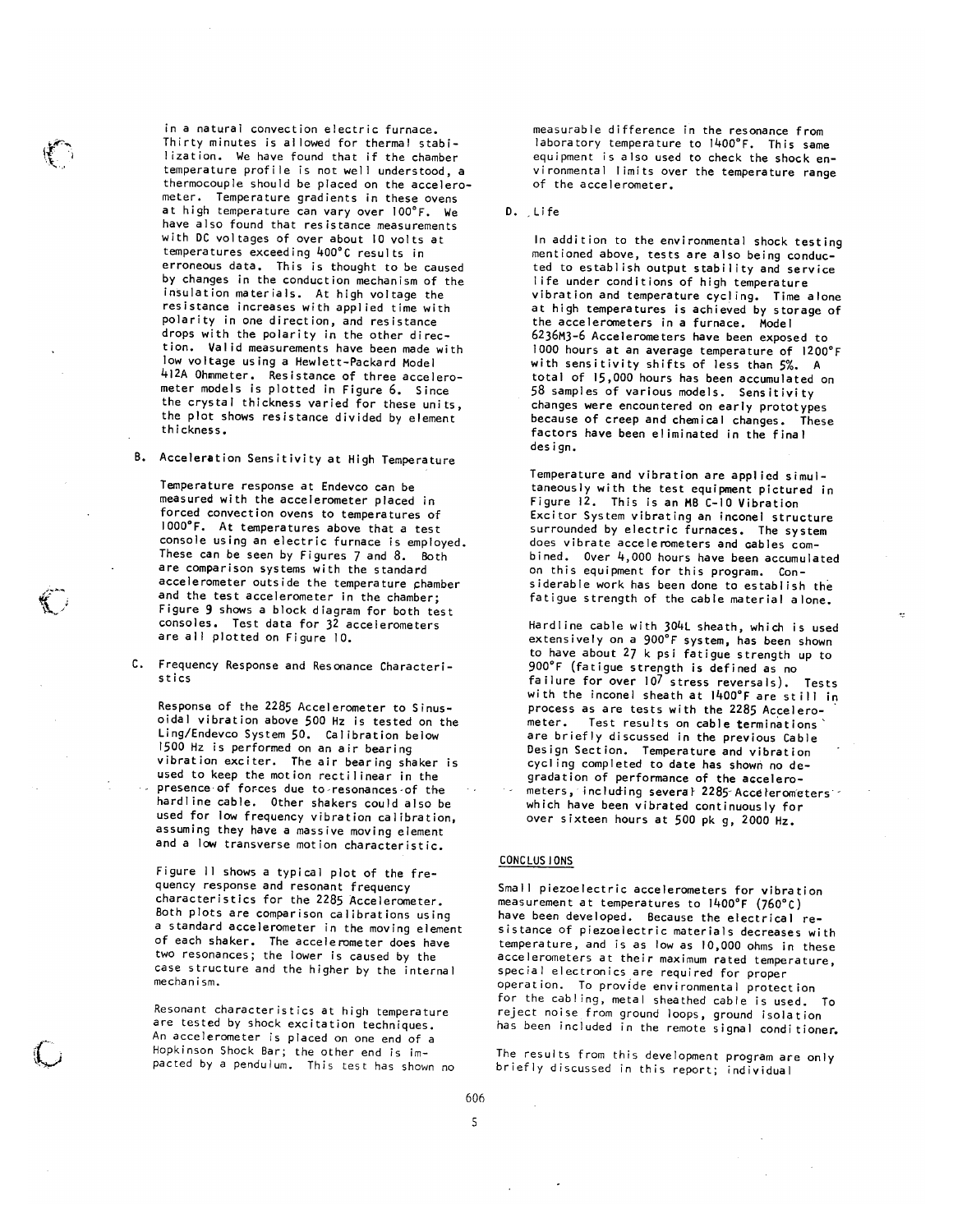in a natural convection electric furnace. Thirty minutes is allowed for thermal stabilization. We have found that if the chamber temperature profile is not well understood, a thermocouple should be placed on the accelerometer. Temperature gradients in these ovens at high temperature can vary over 100°F. We have also found that resistance measurements with DC voltages of over about 10 volts at temperatures exceeding 400°C results in erroneous data. This is thought to be caused by changes in the conduction mechanism of the insulation materials. At high voltage the resistance increases with applied time with polarity in one direction, and resistance drops with the polarity in the other direction. Valid measurements have been made with low voltage using a Hewlett-Packard Model 412A Ohmmeter. Resistance of three accelerometer models is plotted in Figure 6. Since the crystal thickness varied for these units, the plot shows resistance divided by element thickness.

B. Acceleration Sensitivity at High Temperature

Temperature response at Endevco can be measured with the accelerometer placed in forced convection ovens to temperatures of 1000°F. At temperatures above that a test console using an electric furnace is employed. These can be seen by Figures 7 and 8. Both are comparison systems with the standard accelerometer outside the temperature chamber and the test accelerometer in the chamber; Figure 9 shows a block diagram for both test consoles. Test data for 32 accelerometers are all plotted on Figure 10.

C. Frequency Response and Resonance Characteristics

Response of the 2285 Accelerometer to Sinusoidal vibration above 500 Hz is tested on the Ling/Endevco System 50. Calibration below 1500 Hz is performed on an air bearing vibration exciter. The air bearing shaker is used to keep the motion rectilinear in the presence of forces due to resonances of the hardline cable. Other shakers could also be used for low frequency vibration calibration, assuming they have a massive moving element and a low transverse motion characteristic.

Figure 11 shows a typical plot of the frequency response and resonant frequency characteristics for the 2285 Accelerometer. Both plots are comparison calibrations using a standard accelerometer in the moving element of each shaker. The accelerometer does have two resonances; the lower is caused by the case structure and the higher by the internal mechanism.

Resonant characteristics at high temperature are tested by shock excitation techniques. An accelerometer is placed on one end of a Hopkinson Shock Bar; the other end is impacted by a pendulum. This test has shown no measurable difference in the resonance from laboratory temperature to 1400°F. This same equipment is also used to check the shock environmental limits over the temperature range of the accelerometer.

D. Life

In addition to the environmental shock testing mentioned above, tests are also being conducted to establish output stability and service life under conditions of high temperature vibration and temperature cycling. Time alone at high temperatures is achieved by storage of the accelerometers in a furnace. Model 6236M3-6 Accelerometers have been exposed to 1000 hours at an average temperature of 1200°F with sensitivity shifts of less than 5%. A total of 15,000 hours has been accumulated on 58 samples of various models. Sensitivity changes were encountered on early prototypes because of creep and chemical changes. These factors have been eliminated in the final design.

Temperature and vibration are applied simultaneously with the test equipment pictured in Figure 12. This is an MB C-10 Vibration Excitor System vibrating an inconel structure surrounded by electric furnaces. The system does vibrate accelerometers and cables combined. Over 4,000 hours have been accumulated on this equipment for this program. Considerable work has been done to establish the fatigue strength of the cable material alone.

Hardline cable with 304L sheath, which is used extensively on a 900°F system, has been shown to have about 27 k psi fatigue strength up to 900°F (fatigue strength is defined as no failure for over $10^7$ stress reversals). Tests with the inconel sheath at 1400°F are still in process as are tests with the 2285 Accelerometer. Test results on cable terminations are briefly discussed in the previous Cable Design Section. Temperature and vibration cycling completed to date has shown no degradation of performance of the accelerometers, including several 2285 Accelerometers which have been vibrated continuously for over sixteen hours at 500 pk g, 2000 Hz.

## CONCLUSIONS

Small piezoelectric accelerometers for vibration measurement at temperatures to 1400°F (760°C) have been developed. Because the electrical resistance of piezoelectric materials decreases with temperature, and is as low as 10,000 ohms in these accelerometers at their maximum rated temperature, special electronics are required for proper operation. To provide environmental protection for the cabling, metal sheathed cable is used. To reject noise from ground loops, ground isolation has been included in the remote signal conditioner.

The results from this development program are only briefly discussed in this report; individual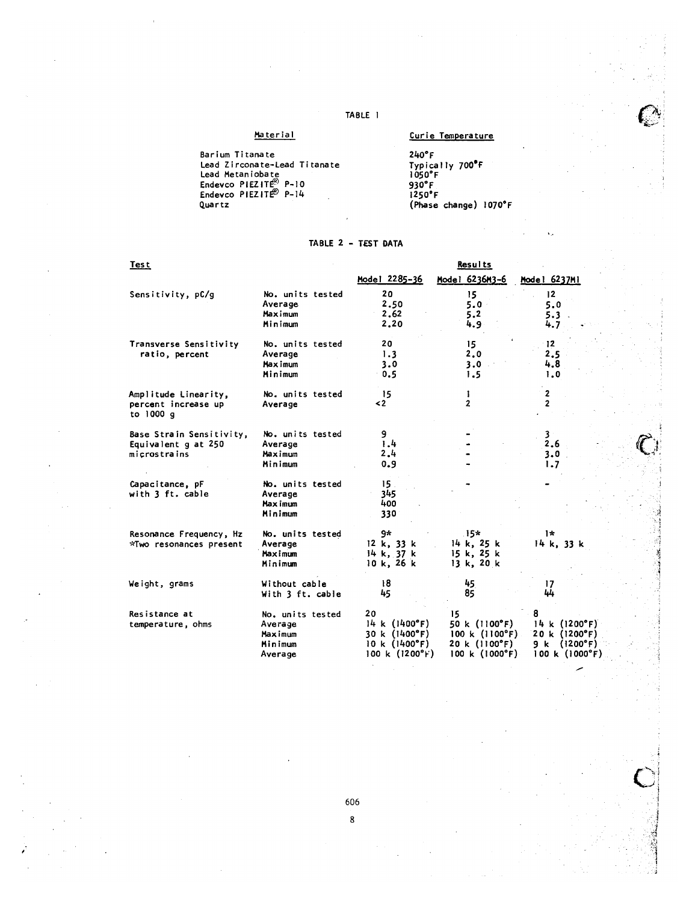TABLE 1

| Material | Curie Temperature |
|---|---|
| Barium Titanate | 240°F |
| Lead Zirconate-Lead Titanate | Typically 700°F |
| Lead Metaniobate | 1050°F |
| Endevco PIEZITE® P-10 | 930°F |
| Endevco PIEZITE® P-14 | 1250°F |
| Quartz | (Phase change) 1070°F |

TABLE 2 - TEST DATA

| Test | | Results | | |
|---|---|---|---|---|
| | | Model 2285-36 | Model 6236M3-6 | Model 6237M1 |
| Sensitivity, pC/g | No. units tested | 20 | 15 | 12 |
| | Average | 2.50 | 5.0 | 5.0 |
| | Maximum | 2.62 | 5.2 | 5.3 |
| | Minimum | 2.20 | 4.9 | 4.7 |
| Transverse Sensitivity ratio, percent | No. units tested | 20 | 15 | 12 |
| | Average | 1.3 | 2.0 | 2.5 |
| | Maximum | 3.0 | 3.0 | 4.8 |
| | Minimum | 0.5 | 1.5 | 1.0 |
| Amplitude Linearity, percent increase up to 1000 g | No. units tested | 15 | 1 | 2 |
| | Average | <2 | 2 | 2 |
| Base Strain Sensitivity, Equivalent g at 250 microstrains | No. units tested | 9 | - | 3 |
| | Average | 1.4 | - | 2.6 |
| | Maximum | 2.4 | - | 3.0 |
| | Minimum | 0.9 | - | 1.7 |
| Capacitance, pF with 3 ft. cable | No. units tested | 15 | - | - |
| | Average | 345 | | |
| | Maximum | 400 | | |
| | Minimum | 330 | | |
| Resonance Frequency, Hz *Two resonances present | No. units tested | 9* | 15* | 1* |
| | Average | 12 k, 33 k | 14 k, 25 k | 14 k, 33 k |
| | Maximum | 14 k, 37 k | 15 k, 25 k | |
| | Minimum | 10 k, 26 k | 13 k, 20 k | |
| Weight, grams | Without cable | 18 | 45 | 17 |
| | With 3 ft. cable | 45 | 85 | 44 |
| Resistance at temperature, ohms | No. units tested | 20 | 15 | 8 |
| | Average | 14 k (1400°F) | 50 k (1100°F) | 14 k (1200°F) |
| | Maximum | 30 k (1400°F) | 100 k (1100°F) | 20 k (1200°F) |
| | Minimum | 10 k (1400°F) | 20 k (1100°F) | 9 k (1200°F) |
| | Average | 100 k (1200°F) | 100 k (1000°F) | 100 k (1000°F) |

606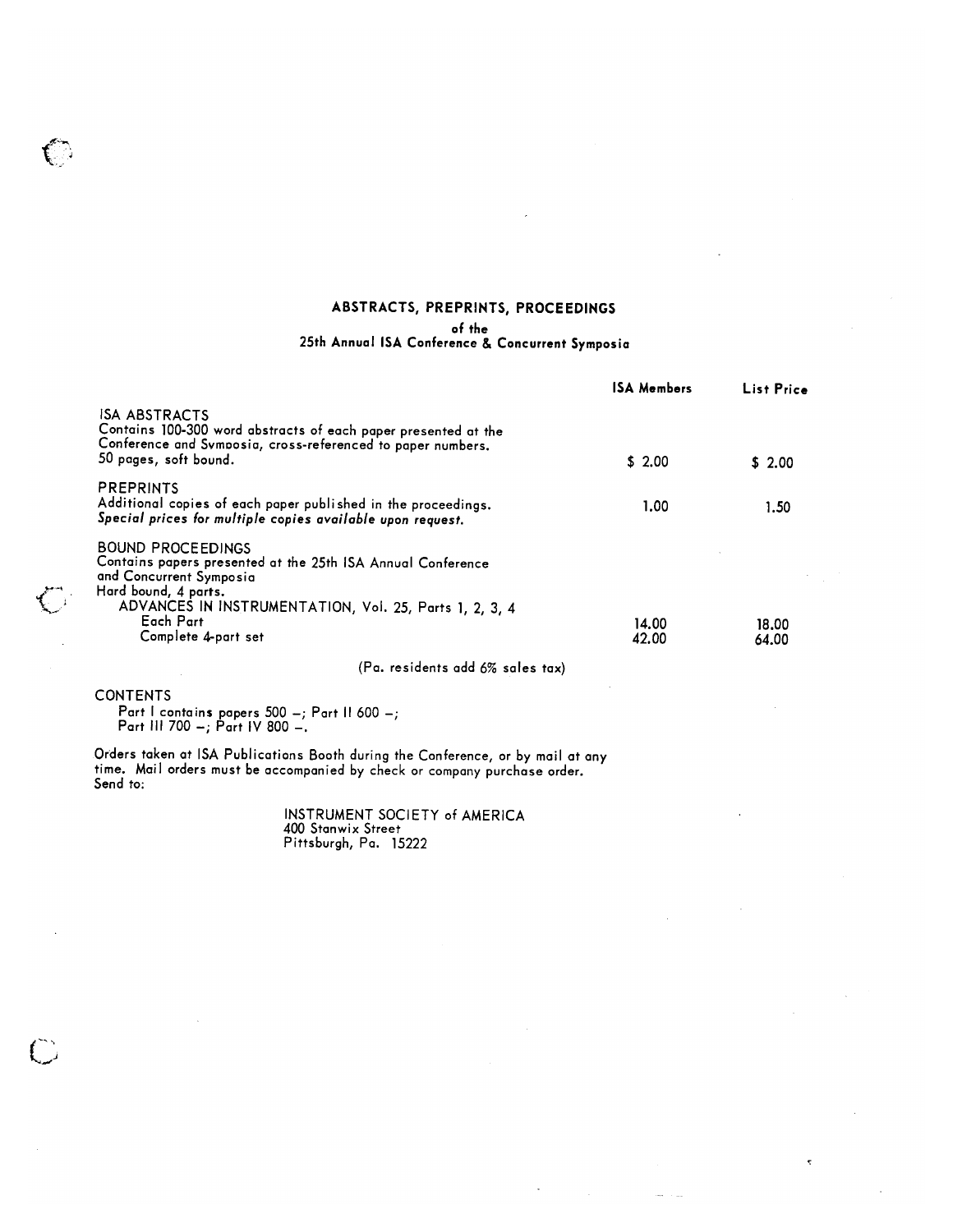## ABSTRACTS, PREPRINTS, PROCEEDINGS

**of the**
**25th Annual ISA Conference & Concurrent Symposia**

| | ISA Members | List Price |
|---|---|---|
| ISA ABSTRACTS<br>Contains 100-300 word abstracts of each paper presented at the Conference and Symposia, cross-referenced to paper numbers.<br>50 pages, soft bound. | $ 2.00 | $ 2.00 |
| PREPRINTS<br>Additional copies of each paper published in the proceedings.<br>*Special prices for multiple copies available upon request.* | 1.00 | 1.50 |
| BOUND PROCEEDINGS<br>Contains papers presented at the 25th ISA Annual Conference and Concurrent Symposia<br>Hard bound, 4 parts.<br>ADVANCES IN INSTRUMENTATION, Vol. 25, Parts 1, 2, 3, 4 | | |
| Each Part | 14.00 | 18.00 |
| Complete 4-part set | 42.00 | 64.00 |

(Pa. residents add 6% sales tax)

CONTENTS

Part I contains papers 500 –; Part II 600 –;
Part III 700 –; Part IV 800 –.

Orders taken at ISA Publications Booth during the Conference, or by mail at any time. Mail orders must be accompanied by check or company purchase order. Send to:

INSTRUMENT SOCIETY of AMERICA
400 Stanwix Street
Pittsburgh, Pa. 15222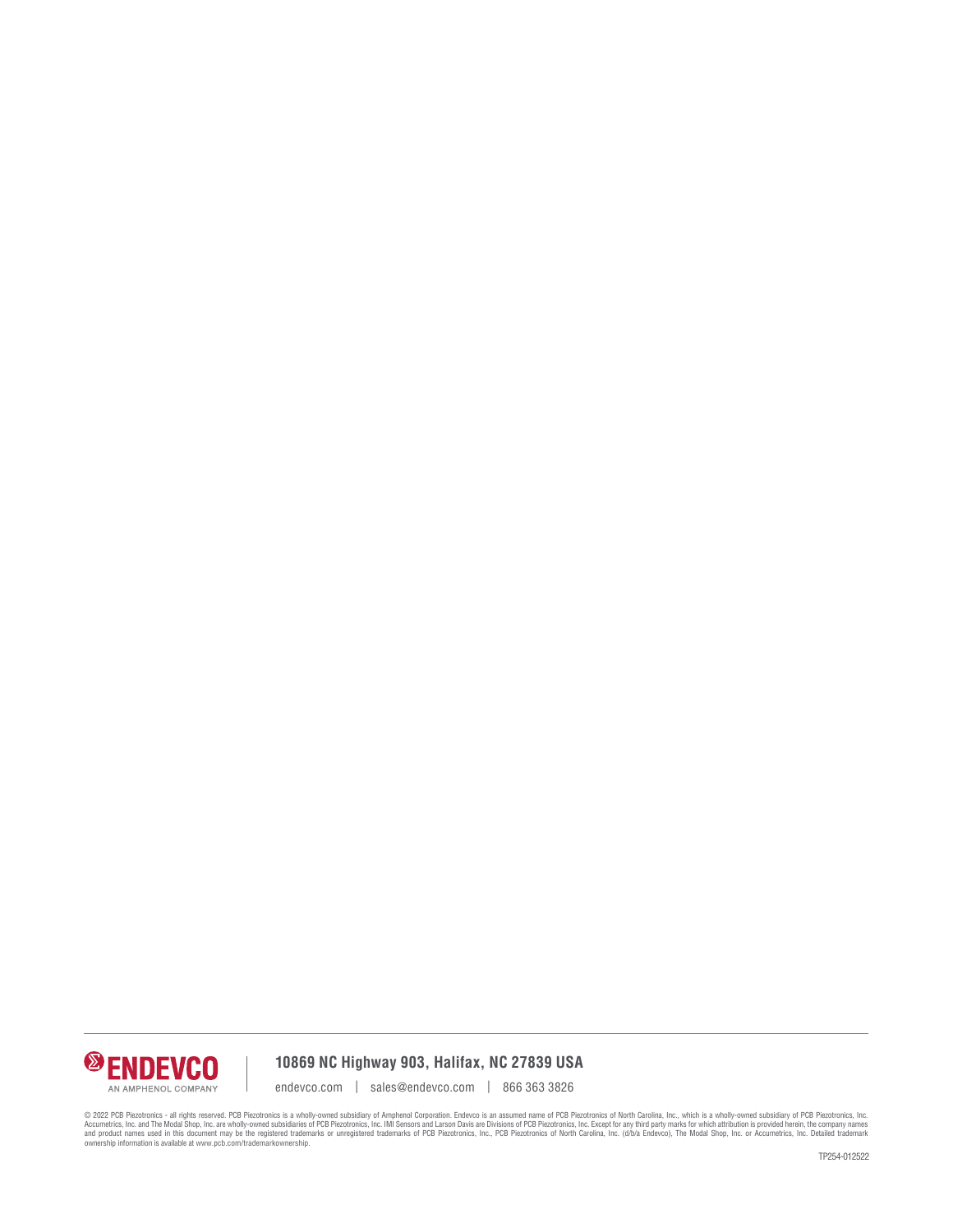ENDEVCO

AN AMPHENOL COMPANY

**10869 NC Highway 903, Halifax, NC 27839 USA**

endevco.com | sales@endevco.com | 866 363 3826

© 2022 PCB Piezotronics - all rights reserved. PCB Piezotronics is a wholly-owned subsidiary of Amphenol Corporation. Endevco is an assumed name of PCB Piezotronics of North Carolina, Inc., which is a wholly-owned subsidiary of PCB Piezotronics, Inc. Accumetrics, Inc. and The Modal Shop, Inc. are wholly-owned subsidiaries of PCB Piezotronics, Inc. IMI Sensors and Larson Davis are Divisions of PCB Piezotronics, Inc. Except for any third party marks for which attribution is provided herein, the company names and product names used in this document may be the registered trademarks or unregistered trademarks of PCB Piezotronics, Inc., PCB Piezotronics of North Carolina, Inc. (d/b/a Endevco), The Modal Shop, Inc. or Accumetrics, Inc. Detailed trademark ownership information is available at www.pcb.com/trademarkownership.

TP254-012522